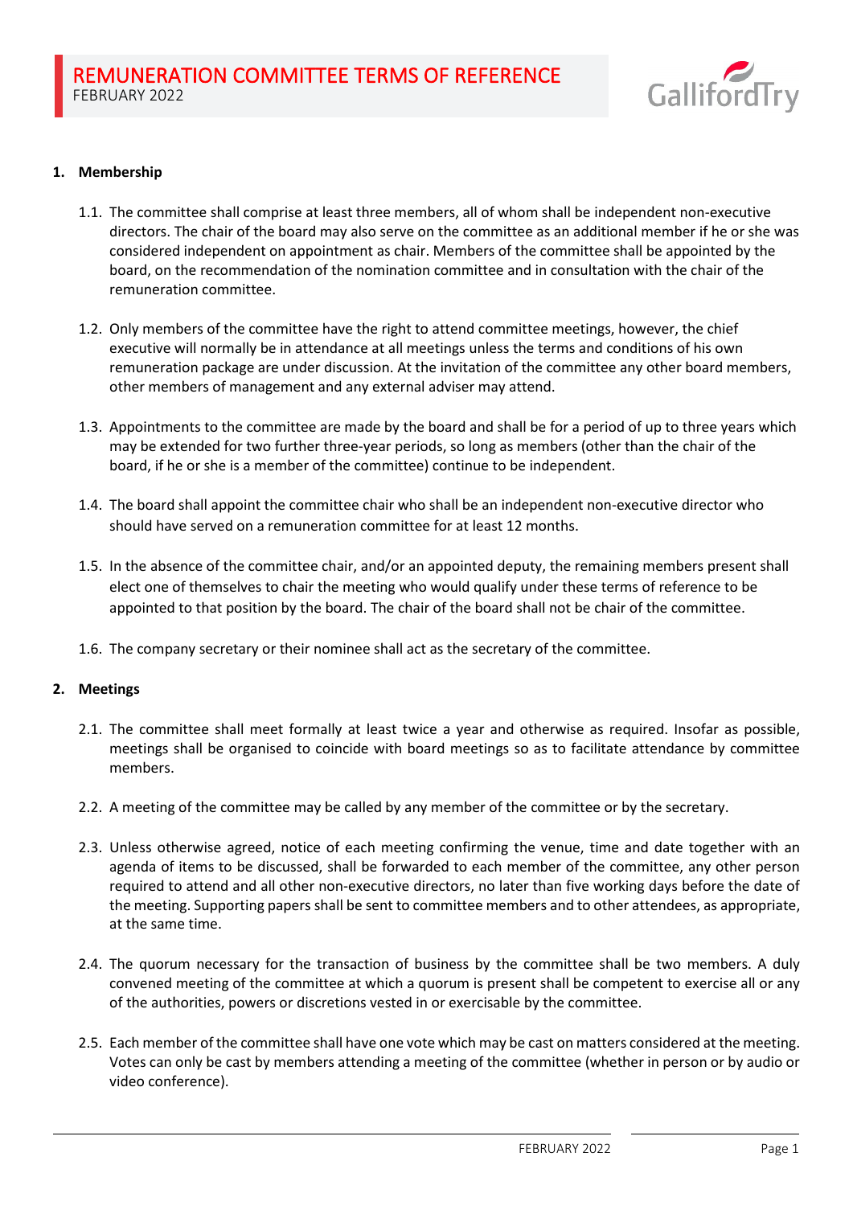# REMUNERATION COMMITTEE TERMS OF REFERENCE

FEBRUARY 2022

## 1. Membership

1.1. The committee shall comprise at least three members, all of whom shall be independent non-executive directors. The chair of the board may also serve on the committee as an additional member if he or she was considered independent on appointment as chair. Members of the committee shall be appointed by the board, on the recommendation of the nomination committee and in consultation with the chair of the remuneration committee.

1.2. Only members of the committee have the right to attend committee meetings, however, the chief executive will normally be in attendance at all meetings unless the terms and conditions of his own remuneration package are under discussion. At the invitation of the committee any other board members, other members of management and any external adviser may attend.

1.3. Appointments to the committee are made by the board and shall be for a period of up to three years which may be extended for two further three-year periods, so long as members (other than the chair of the board, if he or she is a member of the committee) continue to be independent.

1.4. The board shall appoint the committee chair who shall be an independent non-executive director who should have served on a remuneration committee for at least 12 months.

1.5. In the absence of the committee chair, and/or an appointed deputy, the remaining members present shall elect one of themselves to chair the meeting who would qualify under these terms of reference to be appointed to that position by the board. The chair of the board shall not be chair of the committee.

1.6. The company secretary or their nominee shall act as the secretary of the committee.

## 2. Meetings

2.1. The committee shall meet formally at least twice a year and otherwise as required. Insofar as possible, meetings shall be organised to coincide with board meetings so as to facilitate attendance by committee members.

2.2. A meeting of the committee may be called by any member of the committee or by the secretary.

2.3. Unless otherwise agreed, notice of each meeting confirming the venue, time and date together with an agenda of items to be discussed, shall be forwarded to each member of the committee, any other person required to attend and all other non-executive directors, no later than five working days before the date of the meeting. Supporting papers shall be sent to committee members and to other attendees, as appropriate, at the same time.

2.4. The quorum necessary for the transaction of business by the committee shall be two members. A duly convened meeting of the committee at which a quorum is present shall be competent to exercise all or any of the authorities, powers or discretions vested in or exercisable by the committee.

2.5. Each member of the committee shall have one vote which may be cast on matters considered at the meeting. Votes can only be cast by members attending a meeting of the committee (whether in person or by audio or video conference).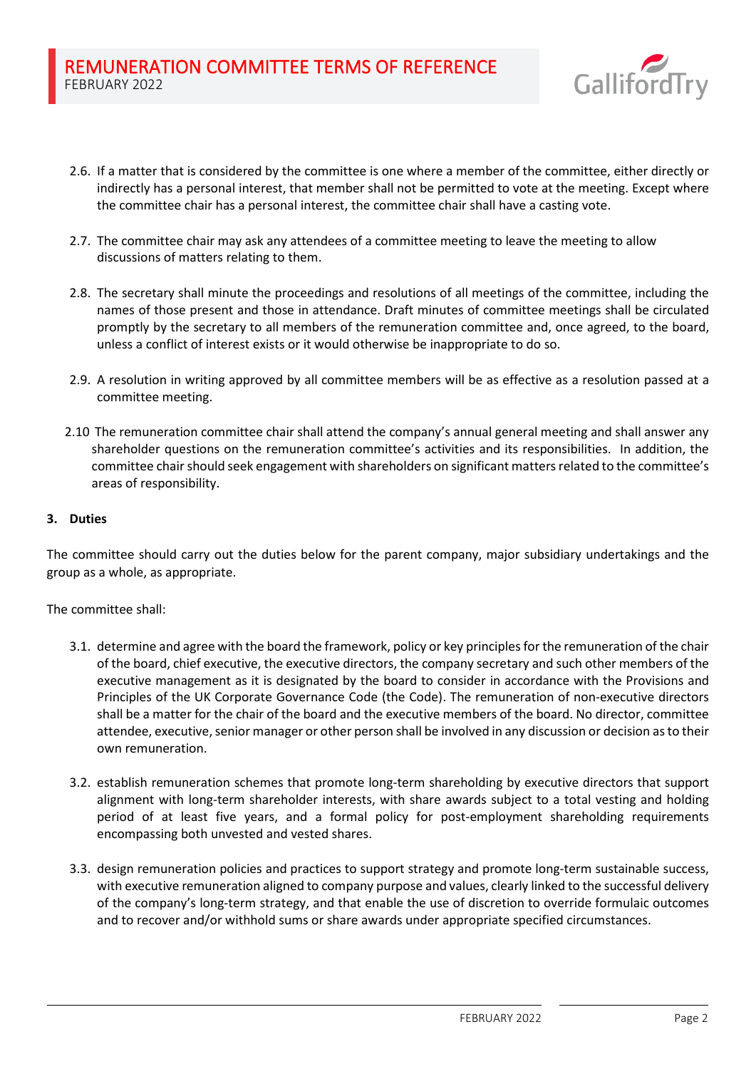2.6. If a matter that is considered by the committee is one where a member of the committee, either directly or indirectly has a personal interest, that member shall not be permitted to vote at the meeting. Except where the committee chair has a personal interest, the committee chair shall have a casting vote.

2.7. The committee chair may ask any attendees of a committee meeting to leave the meeting to allow discussions of matters relating to them.

2.8. The secretary shall minute the proceedings and resolutions of all meetings of the committee, including the names of those present and those in attendance. Draft minutes of committee meetings shall be circulated promptly by the secretary to all members of the remuneration committee and, once agreed, to the board, unless a conflict of interest exists or it would otherwise be inappropriate to do so.

2.9. A resolution in writing approved by all committee members will be as effective as a resolution passed at a committee meeting.

2.10 The remuneration committee chair shall attend the company's annual general meeting and shall answer any shareholder questions on the remuneration committee's activities and its responsibilities. In addition, the committee chair should seek engagement with shareholders on significant matters related to the committee's areas of responsibility.

## 3. Duties

The committee should carry out the duties below for the parent company, major subsidiary undertakings and the group as a whole, as appropriate.

The committee shall:

3.1. determine and agree with the board the framework, policy or key principles for the remuneration of the chair of the board, chief executive, the executive directors, the company secretary and such other members of the executive management as it is designated by the board to consider in accordance with the Provisions and Principles of the UK Corporate Governance Code (the Code). The remuneration of non-executive directors shall be a matter for the chair of the board and the executive members of the board. No director, committee attendee, executive, senior manager or other person shall be involved in any discussion or decision as to their own remuneration.

3.2. establish remuneration schemes that promote long-term shareholding by executive directors that support alignment with long-term shareholder interests, with share awards subject to a total vesting and holding period of at least five years, and a formal policy for post-employment shareholding requirements encompassing both unvested and vested shares.

3.3. design remuneration policies and practices to support strategy and promote long-term sustainable success, with executive remuneration aligned to company purpose and values, clearly linked to the successful delivery of the company's long-term strategy, and that enable the use of discretion to override formulaic outcomes and to recover and/or withhold sums or share awards under appropriate specified circumstances.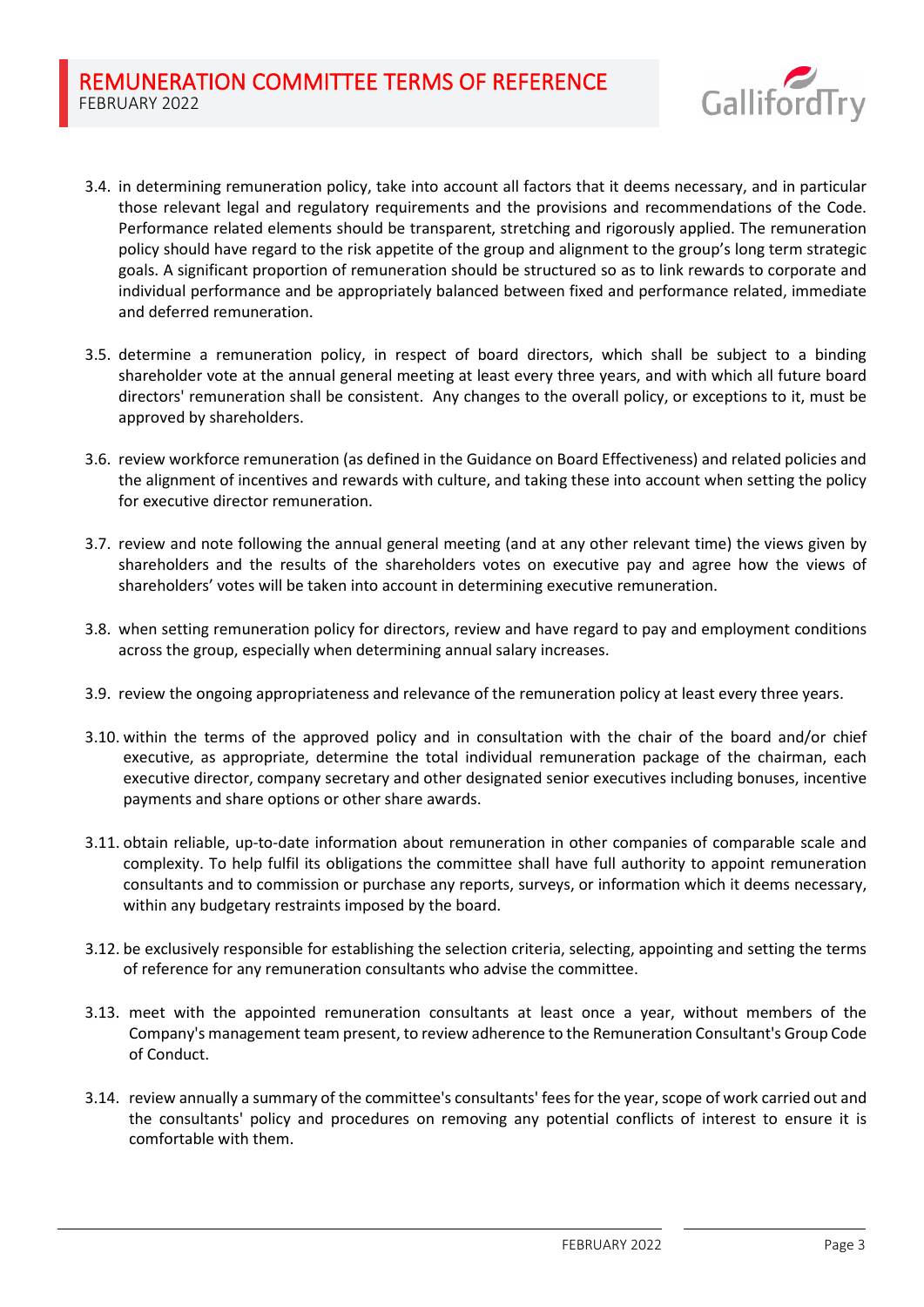3.4. in determining remuneration policy, take into account all factors that it deems necessary, and in particular those relevant legal and regulatory requirements and the provisions and recommendations of the Code. Performance related elements should be transparent, stretching and rigorously applied. The remuneration policy should have regard to the risk appetite of the group and alignment to the group's long term strategic goals. A significant proportion of remuneration should be structured so as to link rewards to corporate and individual performance and be appropriately balanced between fixed and performance related, immediate and deferred remuneration.

3.5. determine a remuneration policy, in respect of board directors, which shall be subject to a binding shareholder vote at the annual general meeting at least every three years, and with which all future board directors' remuneration shall be consistent. Any changes to the overall policy, or exceptions to it, must be approved by shareholders.

3.6. review workforce remuneration (as defined in the Guidance on Board Effectiveness) and related policies and the alignment of incentives and rewards with culture, and taking these into account when setting the policy for executive director remuneration.

3.7. review and note following the annual general meeting (and at any other relevant time) the views given by shareholders and the results of the shareholders votes on executive pay and agree how the views of shareholders' votes will be taken into account in determining executive remuneration.

3.8. when setting remuneration policy for directors, review and have regard to pay and employment conditions across the group, especially when determining annual salary increases.

3.9. review the ongoing appropriateness and relevance of the remuneration policy at least every three years.

3.10. within the terms of the approved policy and in consultation with the chair of the board and/or chief executive, as appropriate, determine the total individual remuneration package of the chairman, each executive director, company secretary and other designated senior executives including bonuses, incentive payments and share options or other share awards.

3.11. obtain reliable, up-to-date information about remuneration in other companies of comparable scale and complexity. To help fulfil its obligations the committee shall have full authority to appoint remuneration consultants and to commission or purchase any reports, surveys, or information which it deems necessary, within any budgetary restraints imposed by the board.

3.12. be exclusively responsible for establishing the selection criteria, selecting, appointing and setting the terms of reference for any remuneration consultants who advise the committee.

3.13. meet with the appointed remuneration consultants at least once a year, without members of the Company's management team present, to review adherence to the Remuneration Consultant's Group Code of Conduct.

3.14. review annually a summary of the committee's consultants' fees for the year, scope of work carried out and the consultants' policy and procedures on removing any potential conflicts of interest to ensure it is comfortable with them.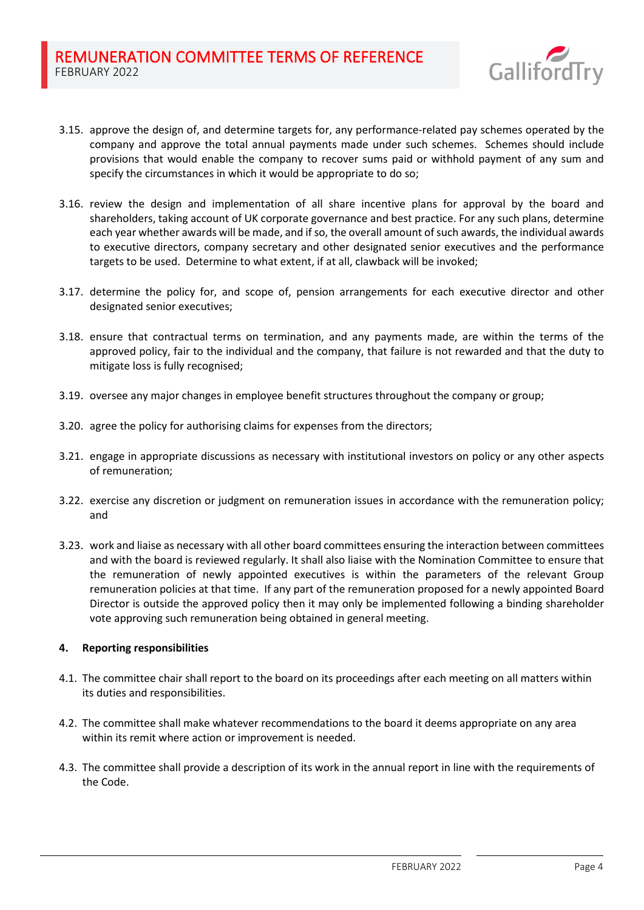3.15. approve the design of, and determine targets for, any performance-related pay schemes operated by the company and approve the total annual payments made under such schemes. Schemes should include provisions that would enable the company to recover sums paid or withhold payment of any sum and specify the circumstances in which it would be appropriate to do so;

3.16. review the design and implementation of all share incentive plans for approval by the board and shareholders, taking account of UK corporate governance and best practice. For any such plans, determine each year whether awards will be made, and if so, the overall amount of such awards, the individual awards to executive directors, company secretary and other designated senior executives and the performance targets to be used. Determine to what extent, if at all, clawback will be invoked;

3.17. determine the policy for, and scope of, pension arrangements for each executive director and other designated senior executives;

3.18. ensure that contractual terms on termination, and any payments made, are within the terms of the approved policy, fair to the individual and the company, that failure is not rewarded and that the duty to mitigate loss is fully recognised;

3.19. oversee any major changes in employee benefit structures throughout the company or group;

3.20. agree the policy for authorising claims for expenses from the directors;

3.21. engage in appropriate discussions as necessary with institutional investors on policy or any other aspects of remuneration;

3.22. exercise any discretion or judgment on remuneration issues in accordance with the remuneration policy; and

3.23. work and liaise as necessary with all other board committees ensuring the interaction between committees and with the board is reviewed regularly. It shall also liaise with the Nomination Committee to ensure that the remuneration of newly appointed executives is within the parameters of the relevant Group remuneration policies at that time. If any part of the remuneration proposed for a newly appointed Board Director is outside the approved policy then it may only be implemented following a binding shareholder vote approving such remuneration being obtained in general meeting.

## 4. Reporting responsibilities

4.1. The committee chair shall report to the board on its proceedings after each meeting on all matters within its duties and responsibilities.

4.2. The committee shall make whatever recommendations to the board it deems appropriate on any area within its remit where action or improvement is needed.

4.3. The committee shall provide a description of its work in the annual report in line with the requirements of the Code.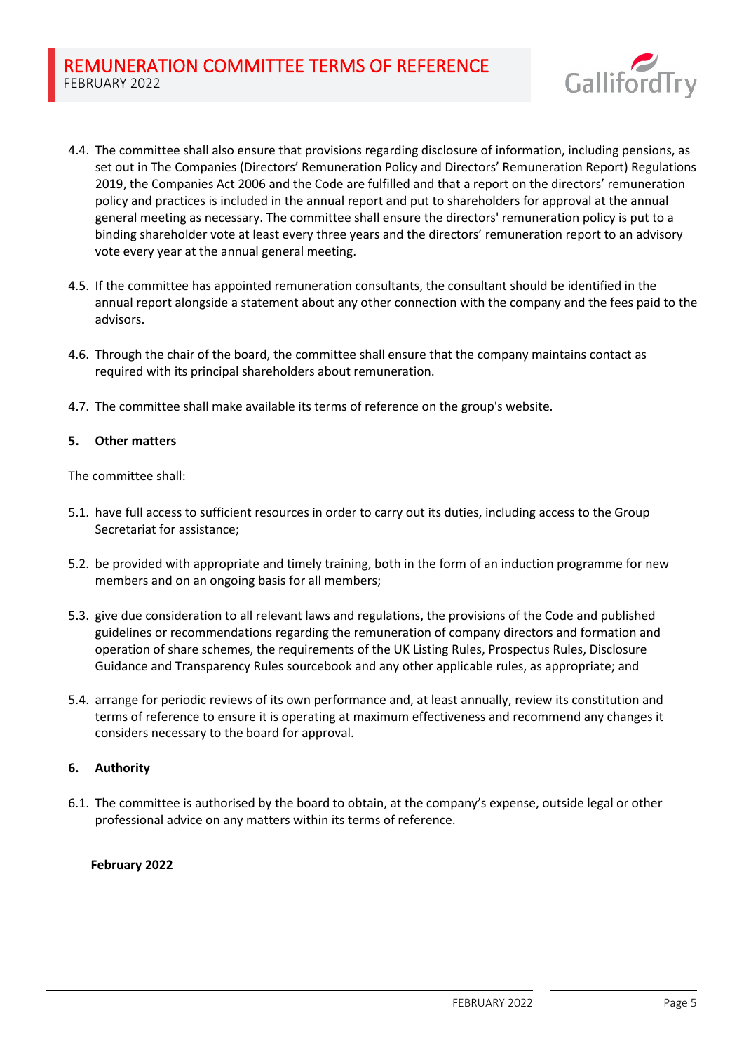4.4. The committee shall also ensure that provisions regarding disclosure of information, including pensions, as set out in The Companies (Directors' Remuneration Policy and Directors' Remuneration Report) Regulations 2019, the Companies Act 2006 and the Code are fulfilled and that a report on the directors' remuneration policy and practices is included in the annual report and put to shareholders for approval at the annual general meeting as necessary. The committee shall ensure the directors' remuneration policy is put to a binding shareholder vote at least every three years and the directors' remuneration report to an advisory vote every year at the annual general meeting.

4.5. If the committee has appointed remuneration consultants, the consultant should be identified in the annual report alongside a statement about any other connection with the company and the fees paid to the advisors.

4.6. Through the chair of the board, the committee shall ensure that the company maintains contact as required with its principal shareholders about remuneration.

4.7. The committee shall make available its terms of reference on the group's website.

**5. Other matters**

The committee shall:

5.1. have full access to sufficient resources in order to carry out its duties, including access to the Group Secretariat for assistance;

5.2. be provided with appropriate and timely training, both in the form of an induction programme for new members and on an ongoing basis for all members;

5.3. give due consideration to all relevant laws and regulations, the provisions of the Code and published guidelines or recommendations regarding the remuneration of company directors and formation and operation of share schemes, the requirements of the UK Listing Rules, Prospectus Rules, Disclosure Guidance and Transparency Rules sourcebook and any other applicable rules, as appropriate; and

5.4. arrange for periodic reviews of its own performance and, at least annually, review its constitution and terms of reference to ensure it is operating at maximum effectiveness and recommend any changes it considers necessary to the board for approval.

**6. Authority**

6.1. The committee is authorised by the board to obtain, at the company's expense, outside legal or other professional advice on any matters within its terms of reference.

**February 2022**